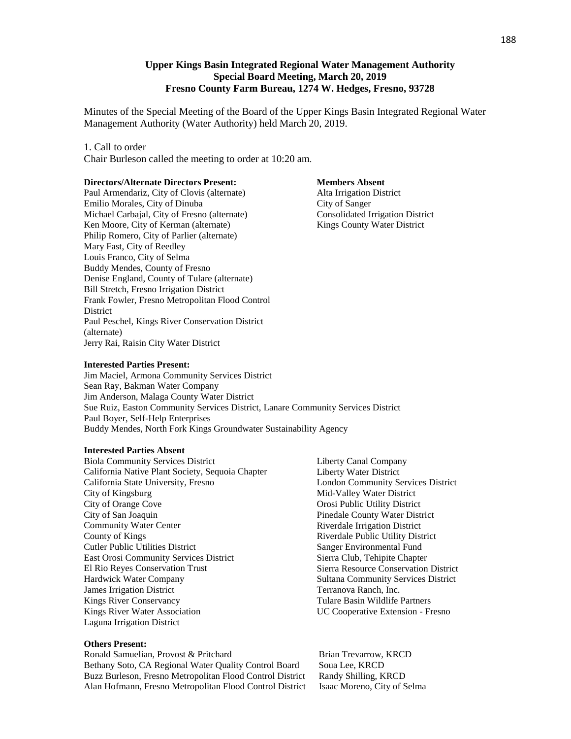**Upper Kings Basin Integrated Regional Water Management Authority**
**Special Board Meeting, March 20, 2019**
**Fresno County Farm Bureau, 1274 W. Hedges, Fresno, 93728**

Minutes of the Special Meeting of the Board of the Upper Kings Basin Integrated Regional Water Management Authority (Water Authority) held March 20, 2019.

1. Call to order

Chair Burleson called the meeting to order at 10:20 am.

**Directors/Alternate Directors Present:**

Paul Armendariz, City of Clovis (alternate)
Emilio Morales, City of Dinuba
Michael Carbajal, City of Fresno (alternate)
Ken Moore, City of Kerman (alternate)
Philip Romero, City of Parlier (alternate)
Mary Fast, City of Reedley
Louis Franco, City of Selma
Buddy Mendes, County of Fresno
Denise England, County of Tulare (alternate)
Bill Stretch, Fresno Irrigation District
Frank Fowler, Fresno Metropolitan Flood Control District
Paul Peschel, Kings River Conservation District (alternate)
Jerry Rai, Raisin City Water District

**Members Absent**

Alta Irrigation District
City of Sanger
Consolidated Irrigation District
Kings County Water District

**Interested Parties Present:**

Jim Maciel, Armona Community Services District
Sean Ray, Bakman Water Company
Jim Anderson, Malaga County Water District
Sue Ruiz, Easton Community Services District, Lanare Community Services District
Paul Boyer, Self-Help Enterprises
Buddy Mendes, North Fork Kings Groundwater Sustainability Agency

**Interested Parties Absent**

Biola Community Services District
California Native Plant Society, Sequoia Chapter
California State University, Fresno
City of Kingsburg
City of Orange Cove
City of San Joaquin
Community Water Center
County of Kings
Cutler Public Utilities District
East Orosi Community Services District
El Rio Reyes Conservation Trust
Hardwick Water Company
James Irrigation District
Kings River Conservancy
Kings River Water Association
Laguna Irrigation District
Liberty Canal Company
Liberty Water District
London Community Services District
Mid-Valley Water District
Orosi Public Utility District
Pinedale County Water District
Riverdale Irrigation District
Riverdale Public Utility District
Sanger Environmental Fund
Sierra Club, Tehipite Chapter
Sierra Resource Conservation District
Sultana Community Services District
Terranova Ranch, Inc.
Tulare Basin Wildlife Partners
UC Cooperative Extension - Fresno

**Others Present:**

Ronald Samuelian, Provost & Pritchard
Bethany Soto, CA Regional Water Quality Control Board
Buzz Burleson, Fresno Metropolitan Flood Control District
Alan Hofmann, Fresno Metropolitan Flood Control District
Brian Trevarrow, KRCD
Soua Lee, KRCD
Randy Shilling, KRCD
Isaac Moreno, City of Selma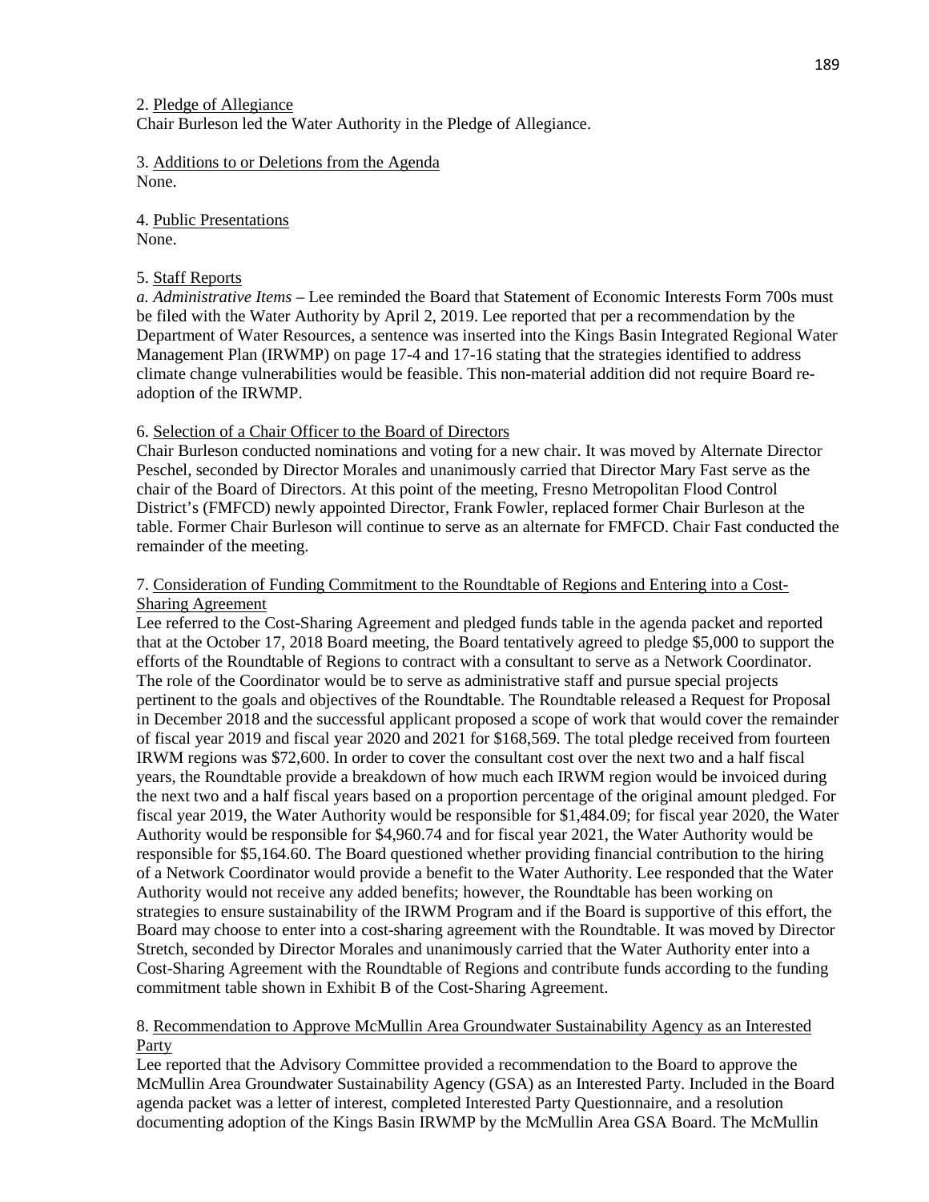2. Pledge of Allegiance
Chair Burleson led the Water Authority in the Pledge of Allegiance.

3. Additions to or Deletions from the Agenda
None.

4. Public Presentations
None.

5. Staff Reports
*a. Administrative Items* – Lee reminded the Board that Statement of Economic Interests Form 700s must be filed with the Water Authority by April 2, 2019. Lee reported that per a recommendation by the Department of Water Resources, a sentence was inserted into the Kings Basin Integrated Regional Water Management Plan (IRWMP) on page 17-4 and 17-16 stating that the strategies identified to address climate change vulnerabilities would be feasible. This non-material addition did not require Board re-adoption of the IRWMP.

6. Selection of a Chair Officer to the Board of Directors
Chair Burleson conducted nominations and voting for a new chair. It was moved by Alternate Director Peschel, seconded by Director Morales and unanimously carried that Director Mary Fast serve as the chair of the Board of Directors. At this point of the meeting, Fresno Metropolitan Flood Control District's (FMFCD) newly appointed Director, Frank Fowler, replaced former Chair Burleson at the table. Former Chair Burleson will continue to serve as an alternate for FMFCD. Chair Fast conducted the remainder of the meeting.

7. Consideration of Funding Commitment to the Roundtable of Regions and Entering into a Cost-Sharing Agreement
Lee referred to the Cost-Sharing Agreement and pledged funds table in the agenda packet and reported that at the October 17, 2018 Board meeting, the Board tentatively agreed to pledge $5,000 to support the efforts of the Roundtable of Regions to contract with a consultant to serve as a Network Coordinator. The role of the Coordinator would be to serve as administrative staff and pursue special projects pertinent to the goals and objectives of the Roundtable. The Roundtable released a Request for Proposal in December 2018 and the successful applicant proposed a scope of work that would cover the remainder of fiscal year 2019 and fiscal year 2020 and 2021 for $168,569. The total pledge received from fourteen IRWM regions was $72,600. In order to cover the consultant cost over the next two and a half fiscal years, the Roundtable provide a breakdown of how much each IRWM region would be invoiced during the next two and a half fiscal years based on a proportion percentage of the original amount pledged. For fiscal year 2019, the Water Authority would be responsible for $1,484.09; for fiscal year 2020, the Water Authority would be responsible for $4,960.74 and for fiscal year 2021, the Water Authority would be responsible for $5,164.60. The Board questioned whether providing financial contribution to the hiring of a Network Coordinator would provide a benefit to the Water Authority. Lee responded that the Water Authority would not receive any added benefits; however, the Roundtable has been working on strategies to ensure sustainability of the IRWM Program and if the Board is supportive of this effort, the Board may choose to enter into a cost-sharing agreement with the Roundtable. It was moved by Director Stretch, seconded by Director Morales and unanimously carried that the Water Authority enter into a Cost-Sharing Agreement with the Roundtable of Regions and contribute funds according to the funding commitment table shown in Exhibit B of the Cost-Sharing Agreement.

8. Recommendation to Approve McMullin Area Groundwater Sustainability Agency as an Interested Party
Lee reported that the Advisory Committee provided a recommendation to the Board to approve the McMullin Area Groundwater Sustainability Agency (GSA) as an Interested Party. Included in the Board agenda packet was a letter of interest, completed Interested Party Questionnaire, and a resolution documenting adoption of the Kings Basin IRWMP by the McMullin Area GSA Board. The McMullin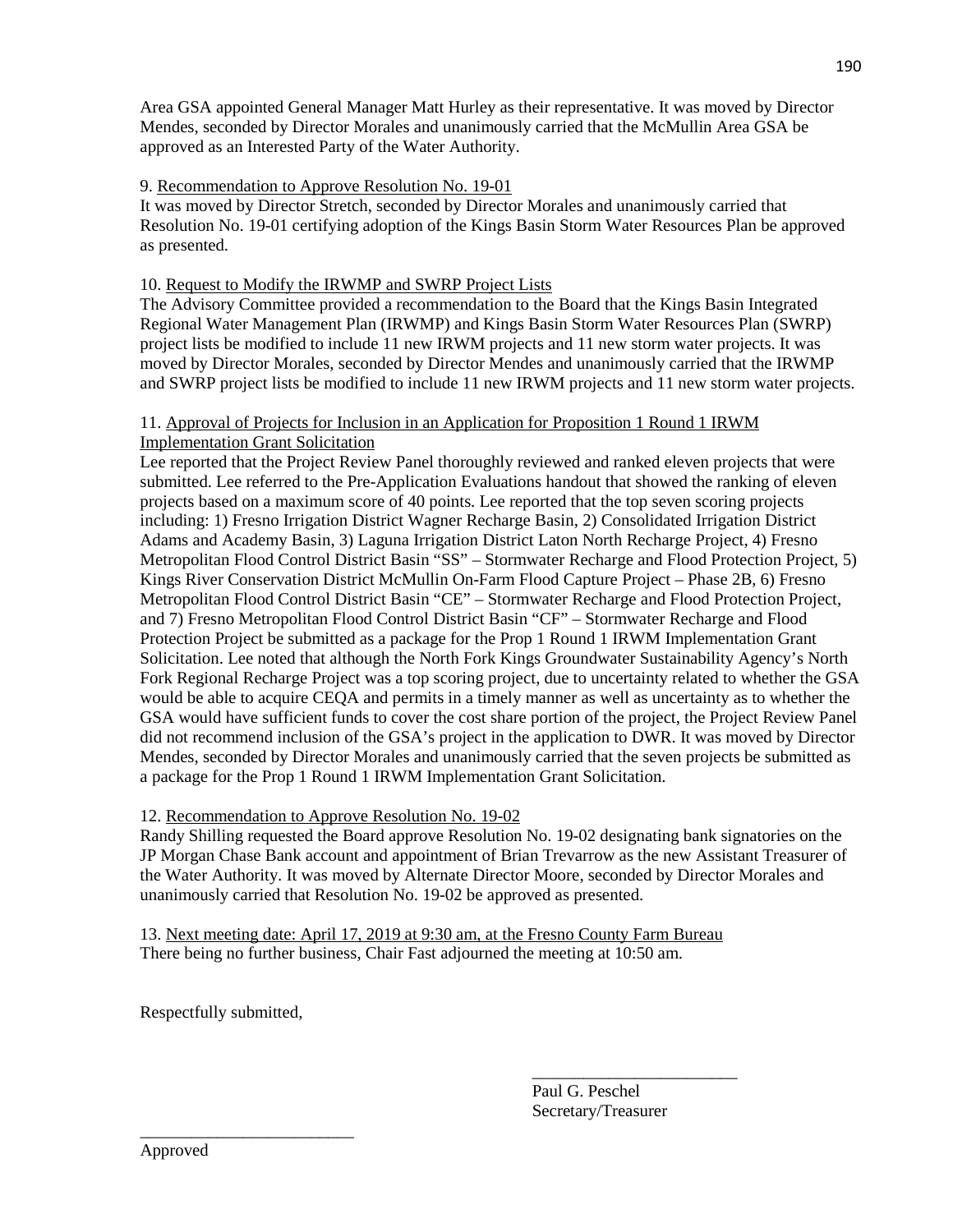Area GSA appointed General Manager Matt Hurley as their representative. It was moved by Director Mendes, seconded by Director Morales and unanimously carried that the McMullin Area GSA be approved as an Interested Party of the Water Authority.

9. Recommendation to Approve Resolution No. 19-01

It was moved by Director Stretch, seconded by Director Morales and unanimously carried that Resolution No. 19-01 certifying adoption of the Kings Basin Storm Water Resources Plan be approved as presented.

10. Request to Modify the IRWMP and SWRP Project Lists

The Advisory Committee provided a recommendation to the Board that the Kings Basin Integrated Regional Water Management Plan (IRWMP) and Kings Basin Storm Water Resources Plan (SWRP) project lists be modified to include 11 new IRWM projects and 11 new storm water projects. It was moved by Director Morales, seconded by Director Mendes and unanimously carried that the IRWMP and SWRP project lists be modified to include 11 new IRWM projects and 11 new storm water projects.

11. Approval of Projects for Inclusion in an Application for Proposition 1 Round 1 IRWM Implementation Grant Solicitation

Lee reported that the Project Review Panel thoroughly reviewed and ranked eleven projects that were submitted. Lee referred to the Pre-Application Evaluations handout that showed the ranking of eleven projects based on a maximum score of 40 points. Lee reported that the top seven scoring projects including: 1) Fresno Irrigation District Wagner Recharge Basin, 2) Consolidated Irrigation District Adams and Academy Basin, 3) Laguna Irrigation District Laton North Recharge Project, 4) Fresno Metropolitan Flood Control District Basin "SS" – Stormwater Recharge and Flood Protection Project, 5) Kings River Conservation District McMullin On-Farm Flood Capture Project – Phase 2B, 6) Fresno Metropolitan Flood Control District Basin "CE" – Stormwater Recharge and Flood Protection Project, and 7) Fresno Metropolitan Flood Control District Basin "CF" – Stormwater Recharge and Flood Protection Project be submitted as a package for the Prop 1 Round 1 IRWM Implementation Grant Solicitation. Lee noted that although the North Fork Kings Groundwater Sustainability Agency's North Fork Regional Recharge Project was a top scoring project, due to uncertainty related to whether the GSA would be able to acquire CEQA and permits in a timely manner as well as uncertainty as to whether the GSA would have sufficient funds to cover the cost share portion of the project, the Project Review Panel did not recommend inclusion of the GSA's project in the application to DWR. It was moved by Director Mendes, seconded by Director Morales and unanimously carried that the seven projects be submitted as a package for the Prop 1 Round 1 IRWM Implementation Grant Solicitation.

12. Recommendation to Approve Resolution No. 19-02

Randy Shilling requested the Board approve Resolution No. 19-02 designating bank signatories on the JP Morgan Chase Bank account and appointment of Brian Trevarrow as the new Assistant Treasurer of the Water Authority. It was moved by Alternate Director Moore, seconded by Director Morales and unanimously carried that Resolution No. 19-02 be approved as presented.

13. Next meeting date: April 17, 2019 at 9:30 am, at the Fresno County Farm Bureau

There being no further business, Chair Fast adjourned the meeting at 10:50 am.

Respectfully submitted,

\_\_\_\_\_\_\_\_\_\_\_\_\_\_\_\_\_\_\_\_\_\_\_\_
Paul G. Peschel
Secretary/Treasurer

\_\_\_\_\_\_\_\_\_\_\_\_\_\_\_\_\_\_\_\_\_\_\_\_
Approved